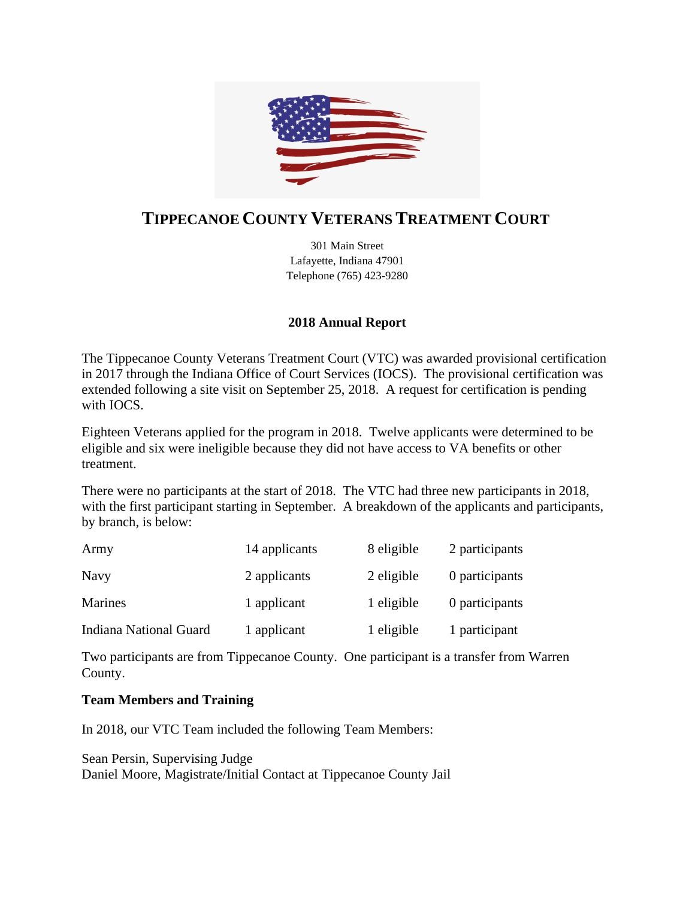# TIPPECANOE COUNTY VETERANS TREATMENT COURT

301 Main Street
Lafayette, Indiana 47901
Telephone (765) 423-9280

## 2018 Annual Report

The Tippecanoe County Veterans Treatment Court (VTC) was awarded provisional certification in 2017 through the Indiana Office of Court Services (IOCS). The provisional certification was extended following a site visit on September 25, 2018. A request for certification is pending with IOCS.

Eighteen Veterans applied for the program in 2018. Twelve applicants were determined to be eligible and six were ineligible because they did not have access to VA benefits or other treatment.

There were no participants at the start of 2018. The VTC had three new participants in 2018, with the first participant starting in September. A breakdown of the applicants and participants, by branch, is below:

| Branch | Applicants | Eligible | Participants |
|---|---|---|---|
| Army | 14 applicants | 8 eligible | 2 participants |
| Navy | 2 applicants | 2 eligible | 0 participants |
| Marines | 1 applicant | 1 eligible | 0 participants |
| Indiana National Guard | 1 applicant | 1 eligible | 1 participant |

Two participants are from Tippecanoe County. One participant is a transfer from Warren County.

### Team Members and Training

In 2018, our VTC Team included the following Team Members:

Sean Persin, Supervising Judge
Daniel Moore, Magistrate/Initial Contact at Tippecanoe County Jail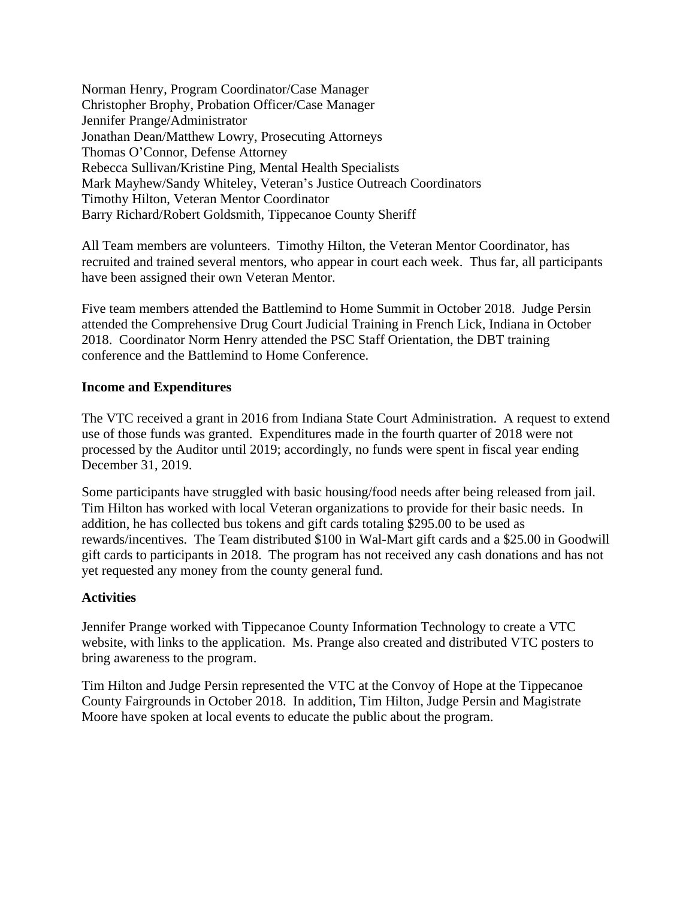Norman Henry, Program Coordinator/Case Manager
Christopher Brophy, Probation Officer/Case Manager
Jennifer Prange/Administrator
Jonathan Dean/Matthew Lowry, Prosecuting Attorneys
Thomas O'Connor, Defense Attorney
Rebecca Sullivan/Kristine Ping, Mental Health Specialists
Mark Mayhew/Sandy Whiteley, Veteran's Justice Outreach Coordinators
Timothy Hilton, Veteran Mentor Coordinator
Barry Richard/Robert Goldsmith, Tippecanoe County Sheriff

All Team members are volunteers. Timothy Hilton, the Veteran Mentor Coordinator, has recruited and trained several mentors, who appear in court each week. Thus far, all participants have been assigned their own Veteran Mentor.

Five team members attended the Battlemind to Home Summit in October 2018. Judge Persin attended the Comprehensive Drug Court Judicial Training in French Lick, Indiana in October 2018. Coordinator Norm Henry attended the PSC Staff Orientation, the DBT training conference and the Battlemind to Home Conference.

**Income and Expenditures**

The VTC received a grant in 2016 from Indiana State Court Administration. A request to extend use of those funds was granted. Expenditures made in the fourth quarter of 2018 were not processed by the Auditor until 2019; accordingly, no funds were spent in fiscal year ending December 31, 2019.

Some participants have struggled with basic housing/food needs after being released from jail. Tim Hilton has worked with local Veteran organizations to provide for their basic needs. In addition, he has collected bus tokens and gift cards totaling $295.00 to be used as rewards/incentives. The Team distributed $100 in Wal-Mart gift cards and a $25.00 in Goodwill gift cards to participants in 2018. The program has not received any cash donations and has not yet requested any money from the county general fund.

**Activities**

Jennifer Prange worked with Tippecanoe County Information Technology to create a VTC website, with links to the application. Ms. Prange also created and distributed VTC posters to bring awareness to the program.

Tim Hilton and Judge Persin represented the VTC at the Convoy of Hope at the Tippecanoe County Fairgrounds in October 2018. In addition, Tim Hilton, Judge Persin and Magistrate Moore have spoken at local events to educate the public about the program.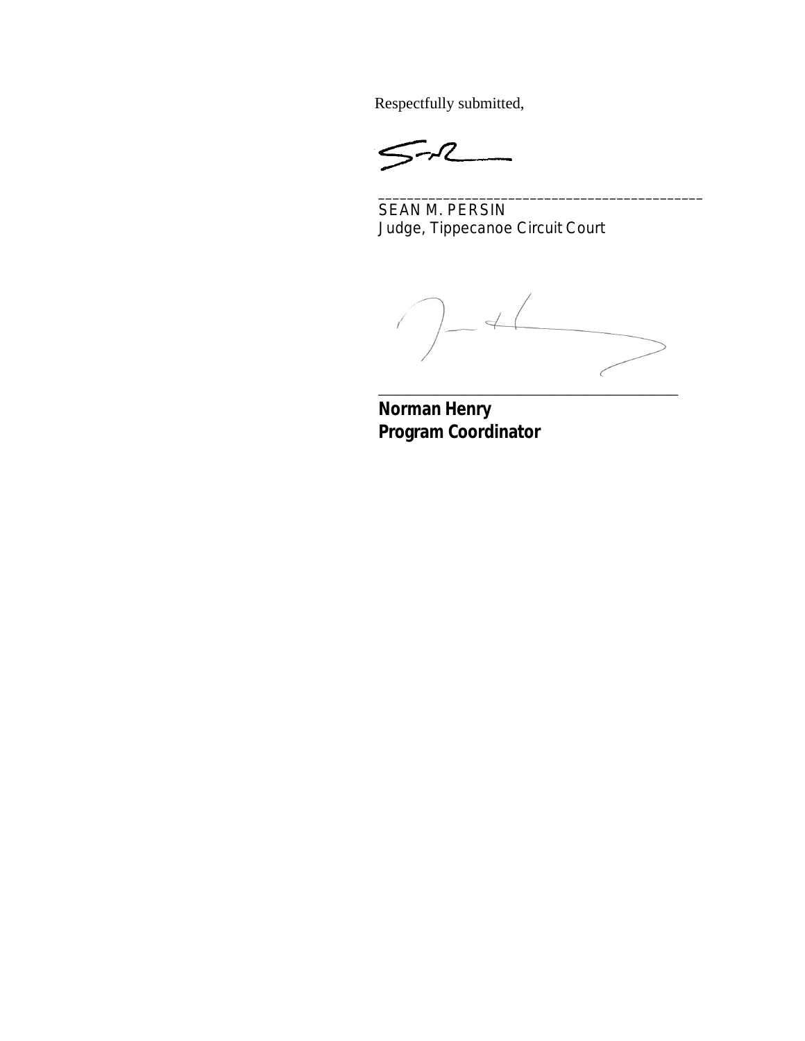Respectfully submitted,

\_\_\_\_\_\_\_\_\_\_\_\_\_\_\_\_\_\_\_\_\_\_\_\_\_\_\_\_\_\_\_\_\_\_\_\_\_\_\_\_\_\_\_\_

SEAN M. PERSIN
Judge, Tippecanoe Circuit Court

\_\_\_\_\_\_\_\_\_\_\_\_\_\_\_\_\_\_\_\_\_\_\_\_\_\_\_\_\_\_\_\_\_\_\_\_\_\_\_\_\_\_

**Norman Henry**
**Program Coordinator**